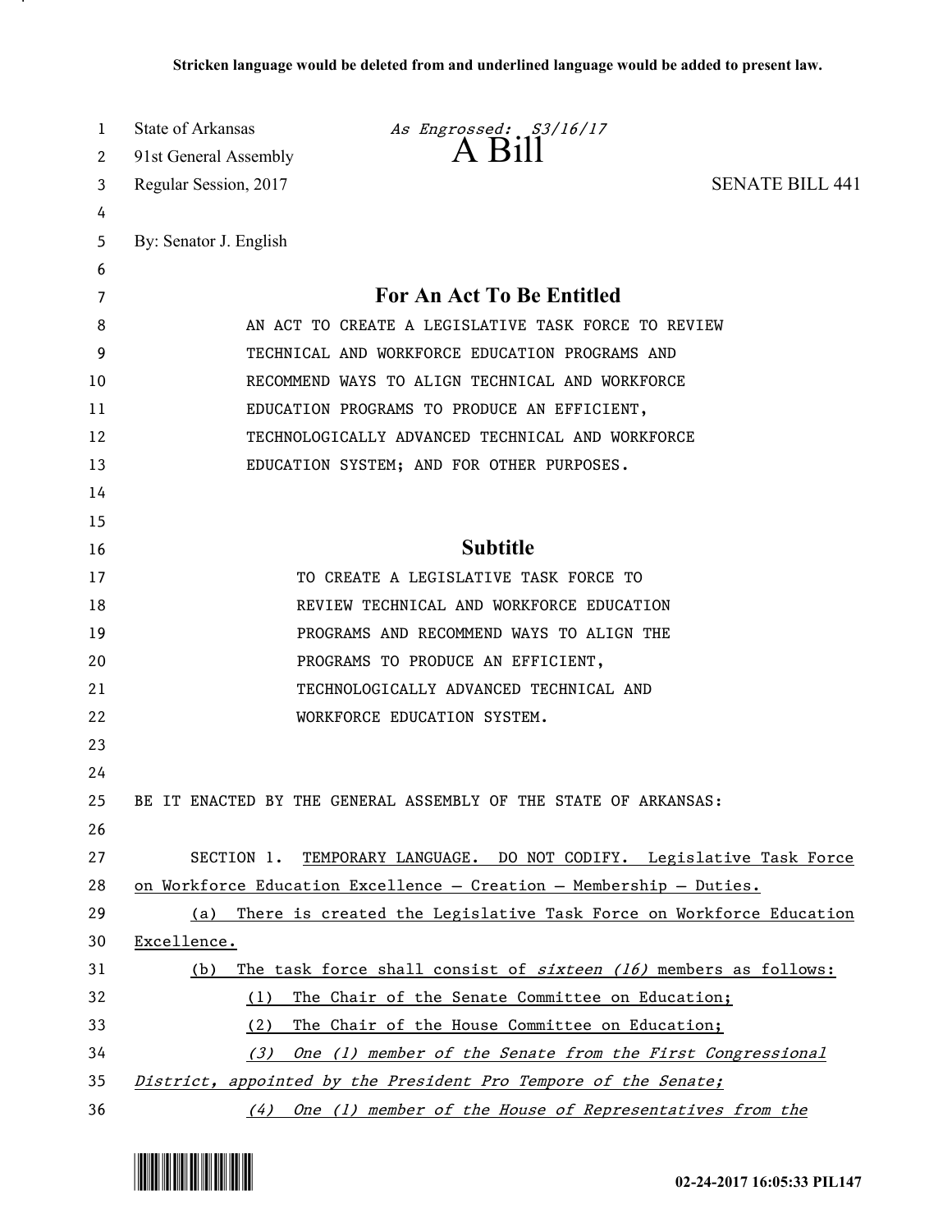**Stricken language would be deleted from and underlined language would be added to present law.**

State of Arkansas *As Engrossed: S3/16/17*
91st General Assembly **A Bill**
Regular Session, 2017 SENATE BILL 441

By: Senator J. English

## For An Act To Be Entitled

AN ACT TO CREATE A LEGISLATIVE TASK FORCE TO REVIEW TECHNICAL AND WORKFORCE EDUCATION PROGRAMS AND RECOMMEND WAYS TO ALIGN TECHNICAL AND WORKFORCE EDUCATION PROGRAMS TO PRODUCE AN EFFICIENT, TECHNOLOGICALLY ADVANCED TECHNICAL AND WORKFORCE EDUCATION SYSTEM; AND FOR OTHER PURPOSES.

## Subtitle

TO CREATE A LEGISLATIVE TASK FORCE TO REVIEW TECHNICAL AND WORKFORCE EDUCATION PROGRAMS AND RECOMMEND WAYS TO ALIGN THE PROGRAMS TO PRODUCE AN EFFICIENT, TECHNOLOGICALLY ADVANCED TECHNICAL AND WORKFORCE EDUCATION SYSTEM.

BE IT ENACTED BY THE GENERAL ASSEMBLY OF THE STATE OF ARKANSAS:

SECTION 1. TEMPORARY LANGUAGE. DO NOT CODIFY. Legislative Task Force on Workforce Education Excellence — Creation — Membership — Duties.

(a) There is created the Legislative Task Force on Workforce Education Excellence.

(b) The task force shall consist of *sixteen (16)* members as follows:

(1) The Chair of the Senate Committee on Education;

(2) The Chair of the House Committee on Education;

*(3) One (1) member of the Senate from the First Congressional District, appointed by the President Pro Tempore of the Senate;*

*(4) One (1) member of the House of Representatives from the*

02-24-2017 16:05:33 PIL147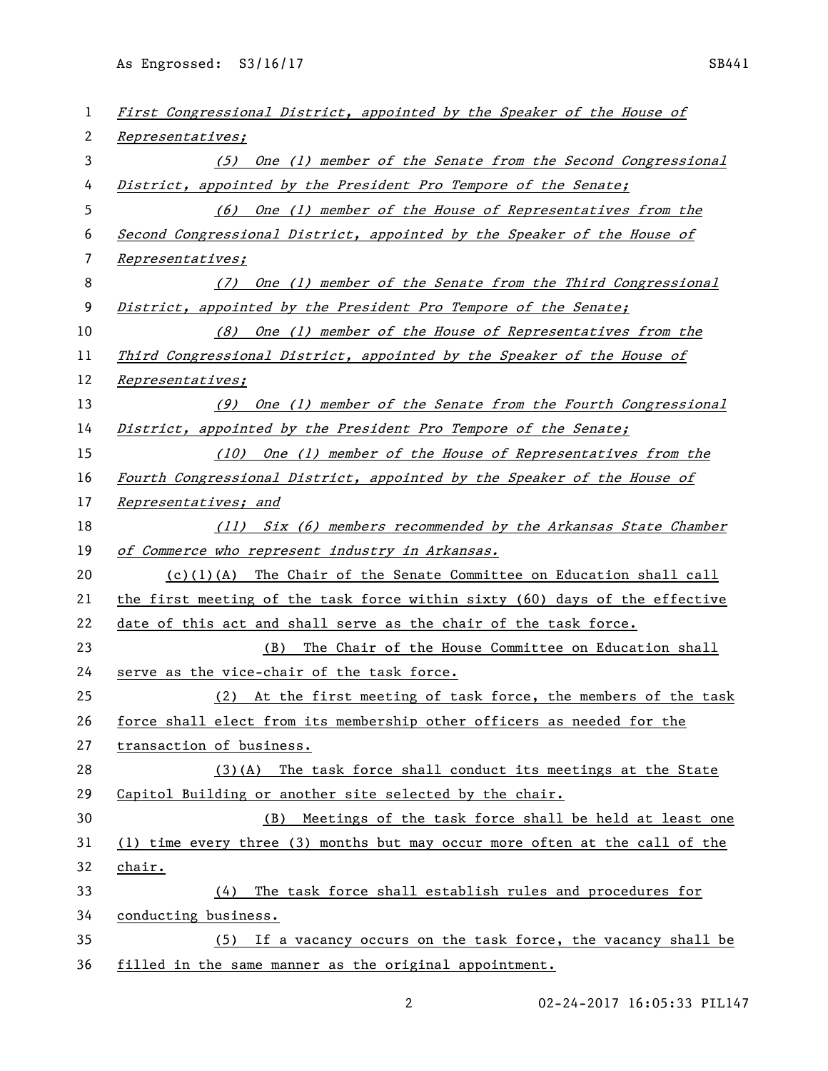*First Congressional District, appointed by the Speaker of the House of Representatives;*

*(5) One (1) member of the Senate from the Second Congressional District, appointed by the President Pro Tempore of the Senate;*

*(6) One (1) member of the House of Representatives from the Second Congressional District, appointed by the Speaker of the House of Representatives;*

*(7) One (1) member of the Senate from the Third Congressional District, appointed by the President Pro Tempore of the Senate;*

*(8) One (1) member of the House of Representatives from the Third Congressional District, appointed by the Speaker of the House of Representatives;*

*(9) One (1) member of the Senate from the Fourth Congressional District, appointed by the President Pro Tempore of the Senate;*

*(10) One (1) member of the House of Representatives from the Fourth Congressional District, appointed by the Speaker of the House of Representatives; and*

*(11) Six (6) members recommended by the Arkansas State Chamber of Commerce who represent industry in Arkansas.*

(c)(1)(A) The Chair of the Senate Committee on Education shall call the first meeting of the task force within sixty (60) days of the effective date of this act and shall serve as the chair of the task force.

(B) The Chair of the House Committee on Education shall serve as the vice-chair of the task force.

(2) At the first meeting of task force, the members of the task force shall elect from its membership other officers as needed for the transaction of business.

(3)(A) The task force shall conduct its meetings at the State Capitol Building or another site selected by the chair.

(B) Meetings of the task force shall be held at least one (1) time every three (3) months but may occur more often at the call of the chair.

(4) The task force shall establish rules and procedures for conducting business.

(5) If a vacancy occurs on the task force, the vacancy shall be filled in the same manner as the original appointment.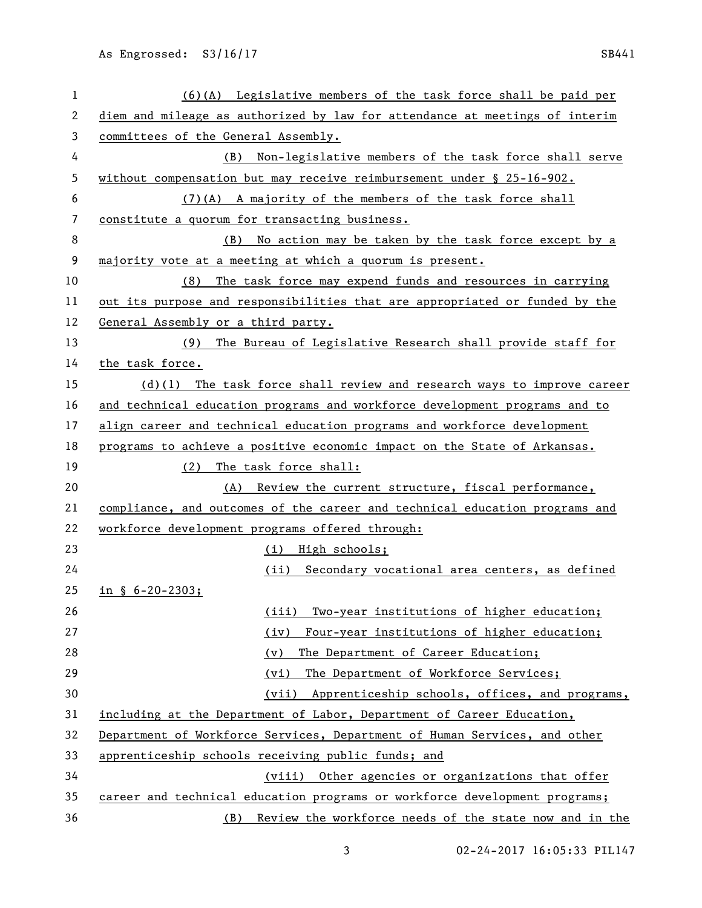(6)(A) Legislative members of the task force shall be paid per diem and mileage as authorized by law for attendance at meetings of interim committees of the General Assembly.

(B) Non-legislative members of the task force shall serve without compensation but may receive reimbursement under § 25-16-902.

(7)(A) A majority of the members of the task force shall constitute a quorum for transacting business.

(B) No action may be taken by the task force except by a majority vote at a meeting at which a quorum is present.

(8) The task force may expend funds and resources in carrying out its purpose and responsibilities that are appropriated or funded by the General Assembly or a third party.

(9) The Bureau of Legislative Research shall provide staff for the task force.

(d)(1) The task force shall review and research ways to improve career and technical education programs and workforce development programs and to align career and technical education programs and workforce development programs to achieve a positive economic impact on the State of Arkansas.

(2) The task force shall:

(A) Review the current structure, fiscal performance, compliance, and outcomes of the career and technical education programs and workforce development programs offered through:

(i) High schools;

(ii) Secondary vocational area centers, as defined in § 6-20-2303;

(iii) Two-year institutions of higher education;

(iv) Four-year institutions of higher education;

(v) The Department of Career Education;

(vi) The Department of Workforce Services;

(vii) Apprenticeship schools, offices, and programs, including at the Department of Labor, Department of Career Education, Department of Workforce Services, Department of Human Services, and other apprenticeship schools receiving public funds; and

(viii) Other agencies or organizations that offer career and technical education programs or workforce development programs;

(B) Review the workforce needs of the state now and in the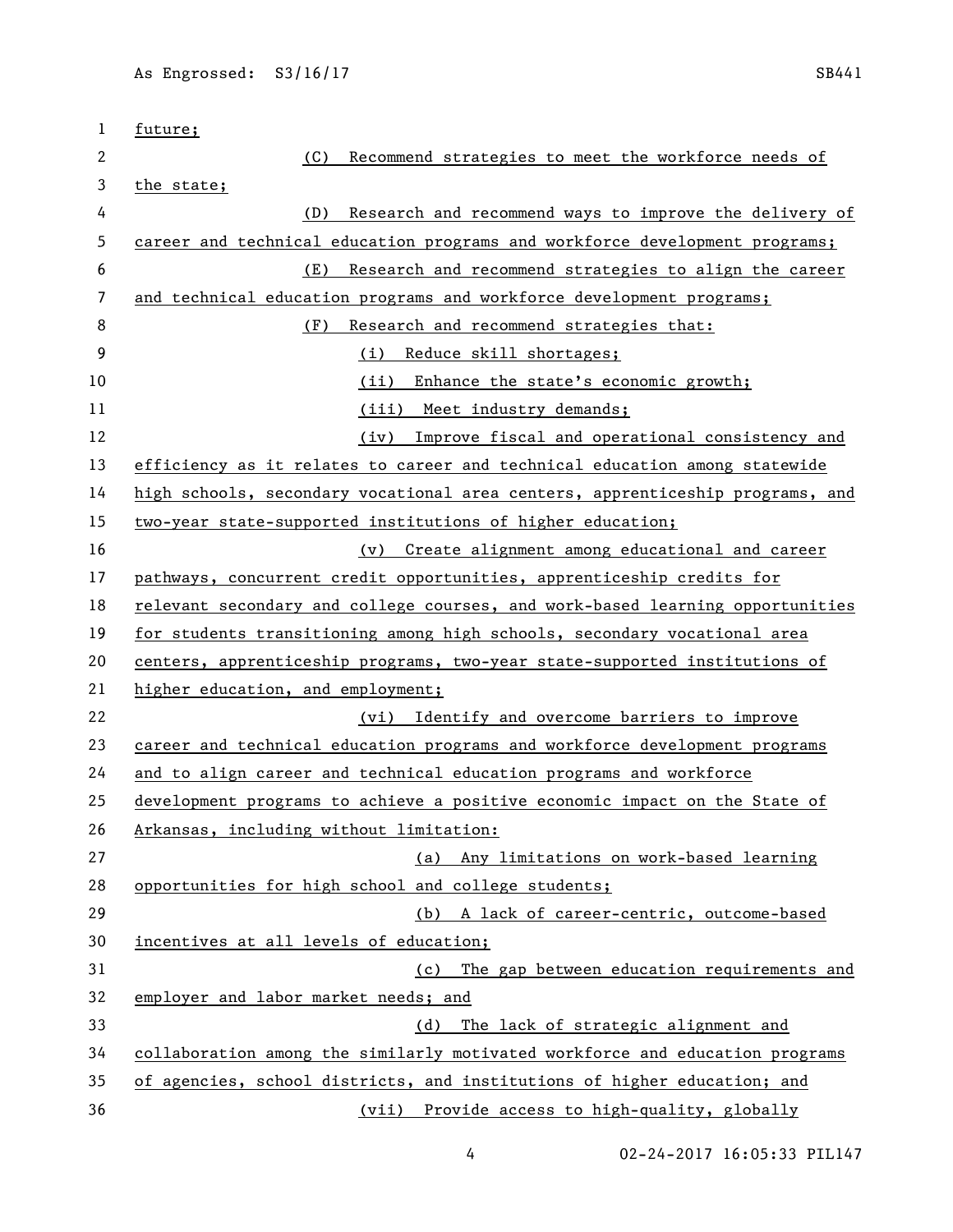future;

(C) Recommend strategies to meet the workforce needs of the state;

(D) Research and recommend ways to improve the delivery of career and technical education programs and workforce development programs;

(E) Research and recommend strategies to align the career and technical education programs and workforce development programs;

(F) Research and recommend strategies that:

(i) Reduce skill shortages;

(ii) Enhance the state's economic growth;

(iii) Meet industry demands;

(iv) Improve fiscal and operational consistency and efficiency as it relates to career and technical education among statewide high schools, secondary vocational area centers, apprenticeship programs, and two-year state-supported institutions of higher education;

(v) Create alignment among educational and career pathways, concurrent credit opportunities, apprenticeship credits for relevant secondary and college courses, and work-based learning opportunities for students transitioning among high schools, secondary vocational area centers, apprenticeship programs, two-year state-supported institutions of higher education, and employment;

(vi) Identify and overcome barriers to improve career and technical education programs and workforce development programs and to align career and technical education programs and workforce development programs to achieve a positive economic impact on the State of Arkansas, including without limitation:

(a) Any limitations on work-based learning opportunities for high school and college students;

(b) A lack of career-centric, outcome-based incentives at all levels of education;

(c) The gap between education requirements and employer and labor market needs; and

(d) The lack of strategic alignment and collaboration among the similarly motivated workforce and education programs of agencies, school districts, and institutions of higher education; and

(vii) Provide access to high-quality, globally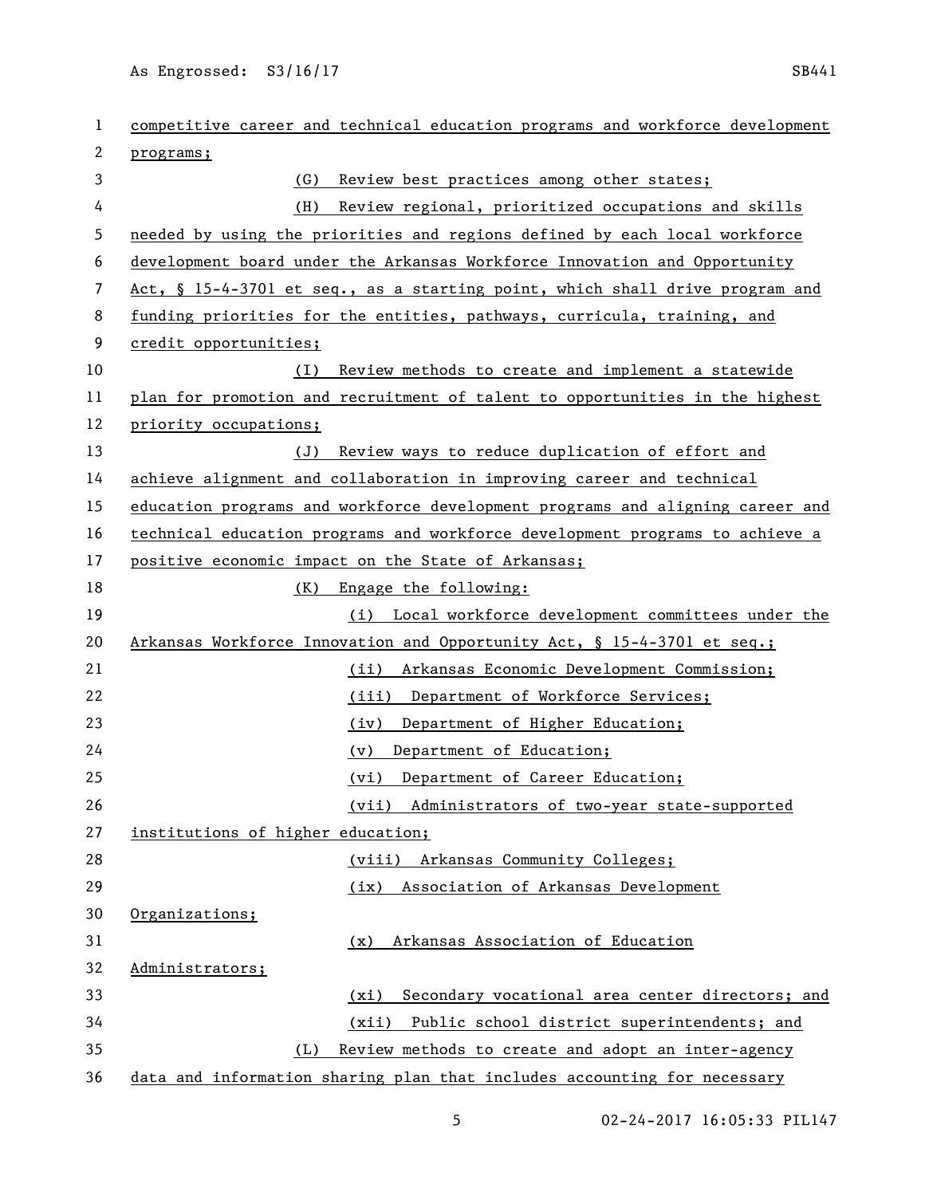competitive career and technical education programs and workforce development programs;

(G) Review best practices among other states;

(H) Review regional, prioritized occupations and skills needed by using the priorities and regions defined by each local workforce development board under the Arkansas Workforce Innovation and Opportunity Act, § 15-4-3701 et seq., as a starting point, which shall drive program and funding priorities for the entities, pathways, curricula, training, and credit opportunities;

(I) Review methods to create and implement a statewide plan for promotion and recruitment of talent to opportunities in the highest priority occupations;

(J) Review ways to reduce duplication of effort and achieve alignment and collaboration in improving career and technical education programs and workforce development programs and aligning career and technical education programs and workforce development programs to achieve a positive economic impact on the State of Arkansas;

(K) Engage the following:

(i) Local workforce development committees under the Arkansas Workforce Innovation and Opportunity Act, § 15-4-3701 et seq.;

(ii) Arkansas Economic Development Commission;

(iii) Department of Workforce Services;

(iv) Department of Higher Education;

(v) Department of Education;

(vi) Department of Career Education;

(vii) Administrators of two-year state-supported institutions of higher education;

(viii) Arkansas Community Colleges;

(ix) Association of Arkansas Development Organizations;

(x) Arkansas Association of Education Administrators;

(xi) Secondary vocational area center directors; and

(xii) Public school district superintendents; and

(L) Review methods to create and adopt an inter-agency data and information sharing plan that includes accounting for necessary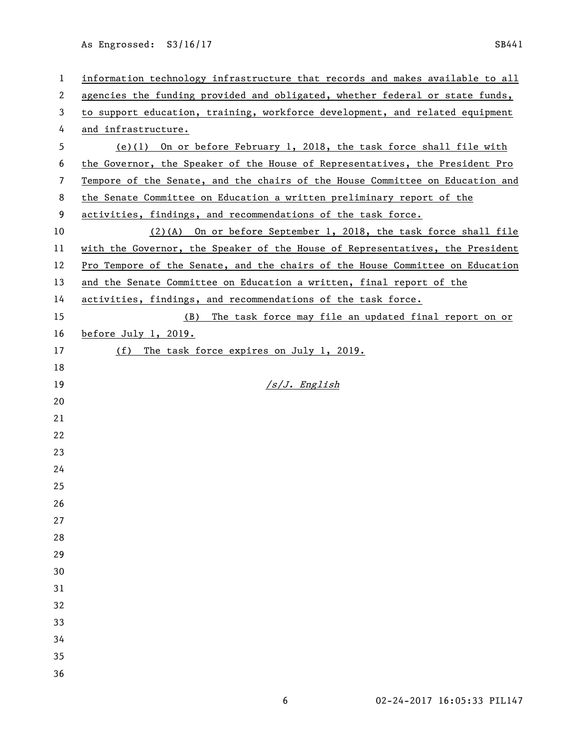information technology infrastructure that records and makes available to all agencies the funding provided and obligated, whether federal or state funds, to support education, training, workforce development, and related equipment and infrastructure.

(e)(1) On or before February 1, 2018, the task force shall file with the Governor, the Speaker of the House of Representatives, the President Pro Tempore of the Senate, and the chairs of the House Committee on Education and the Senate Committee on Education a written preliminary report of the activities, findings, and recommendations of the task force.

(2)(A) On or before September 1, 2018, the task force shall file with the Governor, the Speaker of the House of Representatives, the President Pro Tempore of the Senate, and the chairs of the House Committee on Education and the Senate Committee on Education a written, final report of the activities, findings, and recommendations of the task force.

(B) The task force may file an updated final report on or before July 1, 2019.

(f) The task force expires on July 1, 2019.

*/s/J. English*